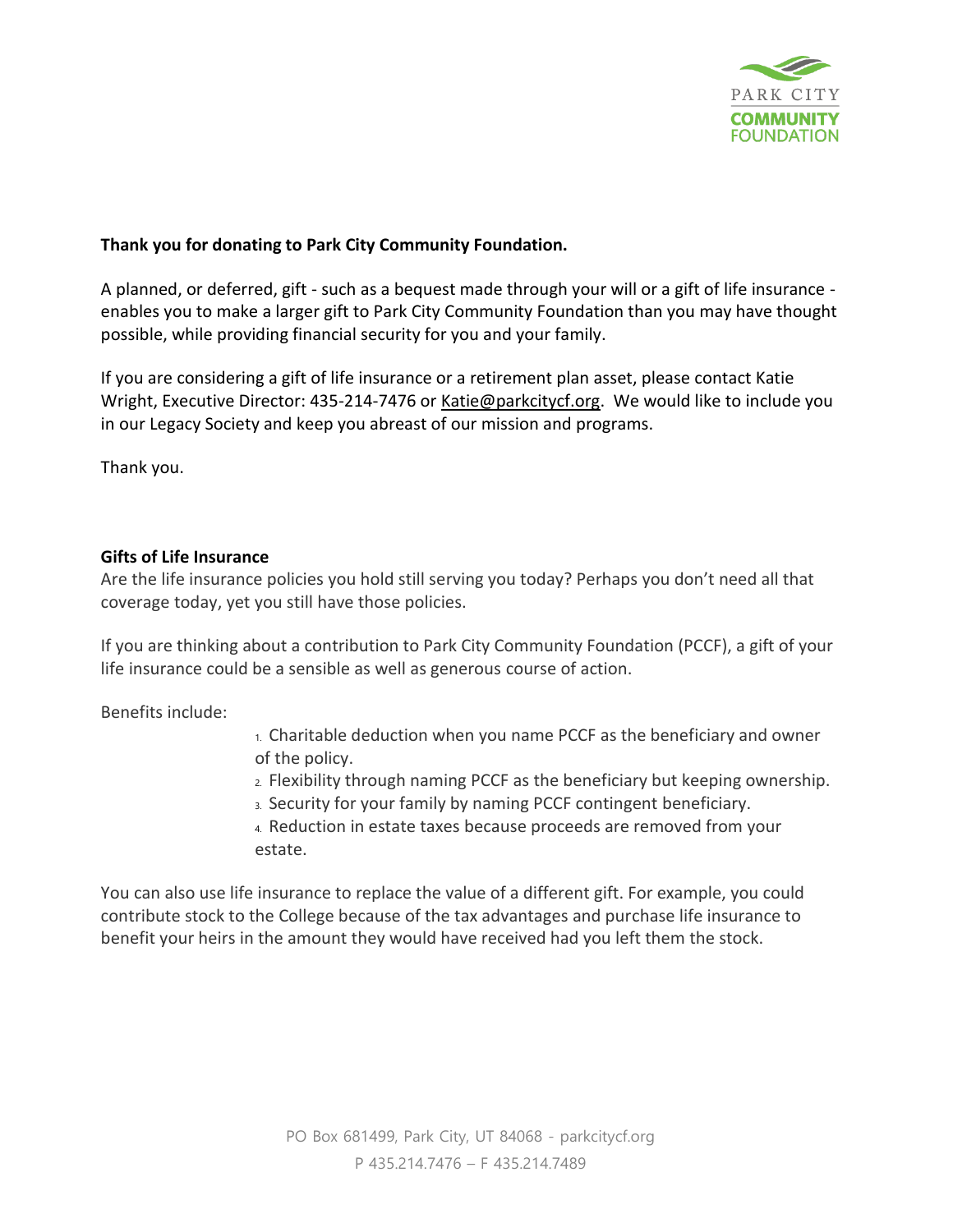**Thank you for donating to Park City Community Foundation.**

A planned, or deferred, gift - such as a bequest made through your will or a gift of life insurance - enables you to make a larger gift to Park City Community Foundation than you may have thought possible, while providing financial security for you and your family.

If you are considering a gift of life insurance or a retirement plan asset, please contact Katie Wright, Executive Director: 435-214-7476 or Katie@parkcitycf.org. We would like to include you in our Legacy Society and keep you abreast of our mission and programs.

Thank you.

**Gifts of Life Insurance**

Are the life insurance policies you hold still serving you today? Perhaps you don't need all that coverage today, yet you still have those policies.

If you are thinking about a contribution to Park City Community Foundation (PCCF), a gift of your life insurance could be a sensible as well as generous course of action.

Benefits include:

1. Charitable deduction when you name PCCF as the beneficiary and owner of the policy.
2. Flexibility through naming PCCF as the beneficiary but keeping ownership.
3. Security for your family by naming PCCF contingent beneficiary.
4. Reduction in estate taxes because proceeds are removed from your estate.

You can also use life insurance to replace the value of a different gift. For example, you could contribute stock to the College because of the tax advantages and purchase life insurance to benefit your heirs in the amount they would have received had you left them the stock.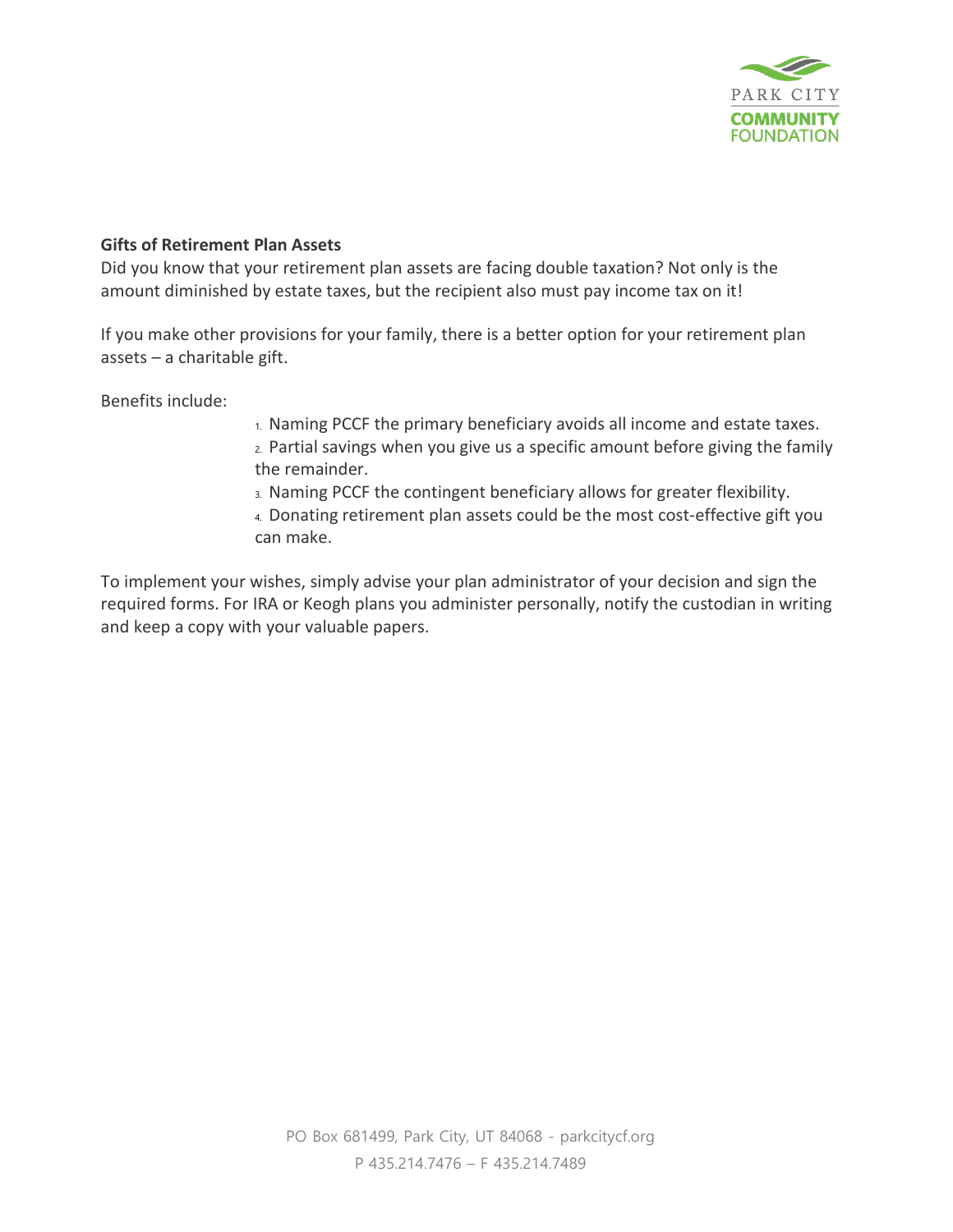**Gifts of Retirement Plan Assets**

Did you know that your retirement plan assets are facing double taxation? Not only is the amount diminished by estate taxes, but the recipient also must pay income tax on it!

If you make other provisions for your family, there is a better option for your retirement plan assets – a charitable gift.

Benefits include:

1. Naming PCCF the primary beneficiary avoids all income and estate taxes.
2. Partial savings when you give us a specific amount before giving the family the remainder.
3. Naming PCCF the contingent beneficiary allows for greater flexibility.
4. Donating retirement plan assets could be the most cost-effective gift you can make.

To implement your wishes, simply advise your plan administrator of your decision and sign the required forms. For IRA or Keogh plans you administer personally, notify the custodian in writing and keep a copy with your valuable papers.